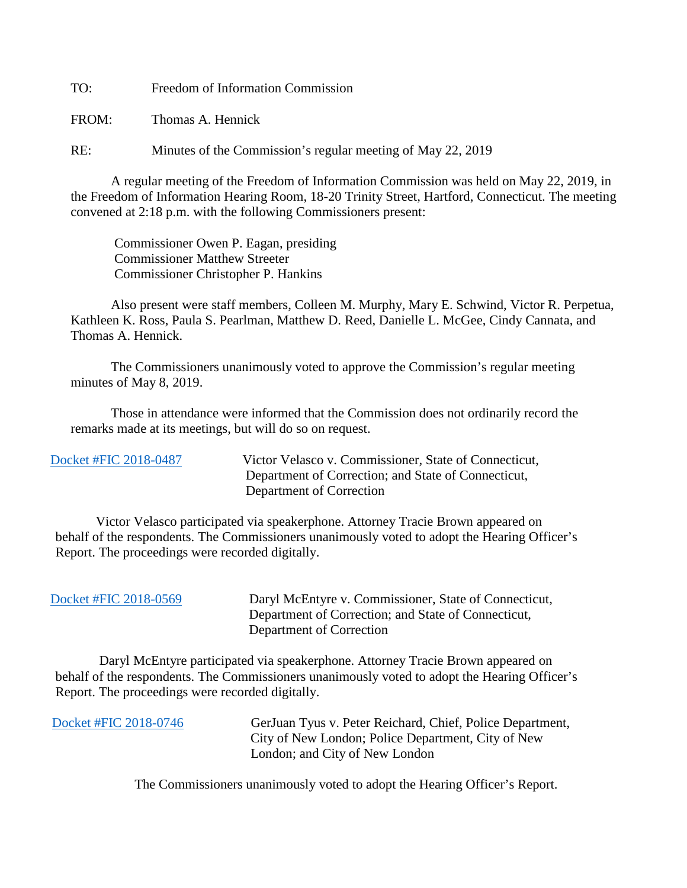TO: Freedom of Information Commission

FROM: Thomas A. Hennick

RE: Minutes of the Commission's regular meeting of May 22, 2019

A regular meeting of the Freedom of Information Commission was held on May 22, 2019, in the Freedom of Information Hearing Room, 18-20 Trinity Street, Hartford, Connecticut. The meeting convened at 2:18 p.m. with the following Commissioners present:

Commissioner Owen P. Eagan, presiding
Commissioner Matthew Streeter
Commissioner Christopher P. Hankins

Also present were staff members, Colleen M. Murphy, Mary E. Schwind, Victor R. Perpetua, Kathleen K. Ross, Paula S. Pearlman, Matthew D. Reed, Danielle L. McGee, Cindy Cannata, and Thomas A. Hennick.

The Commissioners unanimously voted to approve the Commission's regular meeting minutes of May 8, 2019.

Those in attendance were informed that the Commission does not ordinarily record the remarks made at its meetings, but will do so on request.

Docket #FIC 2018-0487 Victor Velasco v. Commissioner, State of Connecticut, Department of Correction; and State of Connecticut, Department of Correction

Victor Velasco participated via speakerphone. Attorney Tracie Brown appeared on behalf of the respondents. The Commissioners unanimously voted to adopt the Hearing Officer's Report. The proceedings were recorded digitally.

Docket #FIC 2018-0569 Daryl McEntyre v. Commissioner, State of Connecticut, Department of Correction; and State of Connecticut, Department of Correction

Daryl McEntyre participated via speakerphone. Attorney Tracie Brown appeared on behalf of the respondents. The Commissioners unanimously voted to adopt the Hearing Officer's Report. The proceedings were recorded digitally.

Docket #FIC 2018-0746 GerJuan Tyus v. Peter Reichard, Chief, Police Department, City of New London; Police Department, City of New London; and City of New London

The Commissioners unanimously voted to adopt the Hearing Officer's Report.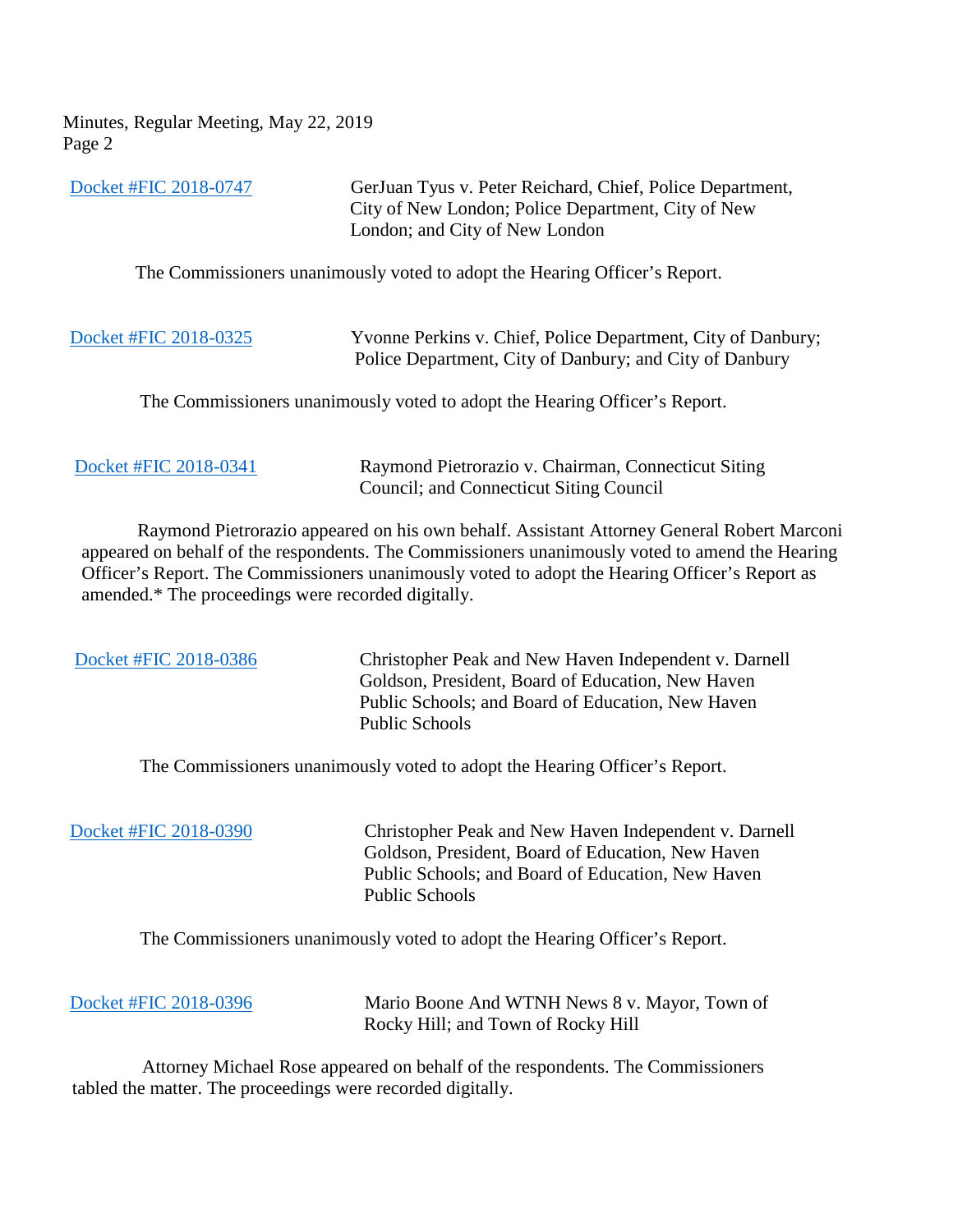Docket #FIC 2018-0747 GerJuan Tyus v. Peter Reichard, Chief, Police Department, City of New London; Police Department, City of New London; and City of New London

The Commissioners unanimously voted to adopt the Hearing Officer's Report.

Docket #FIC 2018-0325 Yvonne Perkins v. Chief, Police Department, City of Danbury; Police Department, City of Danbury; and City of Danbury

The Commissioners unanimously voted to adopt the Hearing Officer's Report.

Docket #FIC 2018-0341 Raymond Pietrorazio v. Chairman, Connecticut Siting Council; and Connecticut Siting Council

Raymond Pietrorazio appeared on his own behalf. Assistant Attorney General Robert Marconi appeared on behalf of the respondents. The Commissioners unanimously voted to amend the Hearing Officer's Report. The Commissioners unanimously voted to adopt the Hearing Officer's Report as amended.* The proceedings were recorded digitally.

Docket #FIC 2018-0386 Christopher Peak and New Haven Independent v. Darnell Goldson, President, Board of Education, New Haven Public Schools; and Board of Education, New Haven Public Schools

The Commissioners unanimously voted to adopt the Hearing Officer's Report.

Docket #FIC 2018-0390 Christopher Peak and New Haven Independent v. Darnell Goldson, President, Board of Education, New Haven Public Schools; and Board of Education, New Haven Public Schools

The Commissioners unanimously voted to adopt the Hearing Officer's Report.

Docket #FIC 2018-0396 Mario Boone And WTNH News 8 v. Mayor, Town of Rocky Hill; and Town of Rocky Hill

Attorney Michael Rose appeared on behalf of the respondents. The Commissioners tabled the matter. The proceedings were recorded digitally.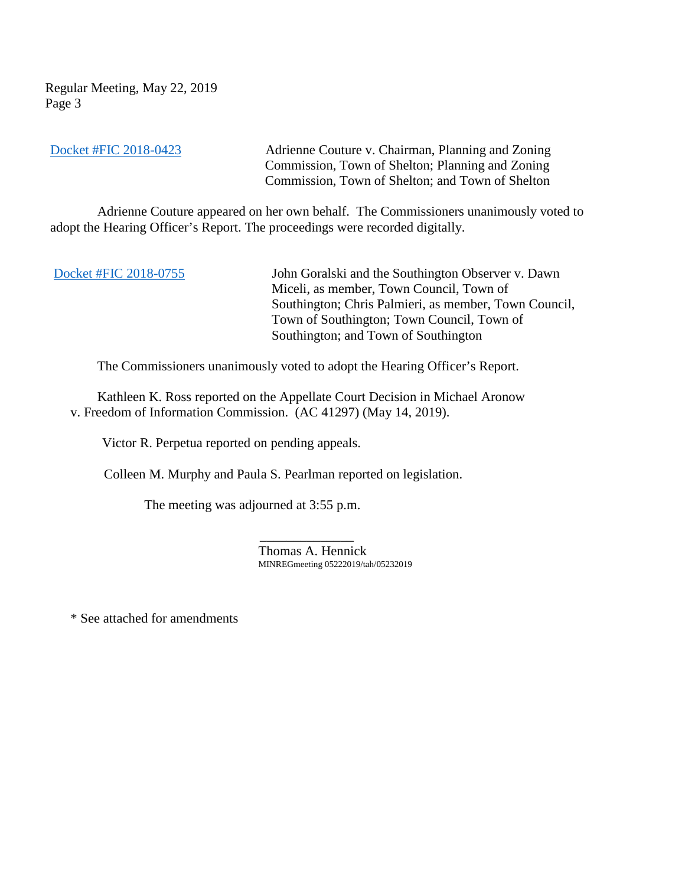Docket #FIC 2018-0423 Adrienne Couture v. Chairman, Planning and Zoning Commission, Town of Shelton; Planning and Zoning Commission, Town of Shelton; and Town of Shelton

Adrienne Couture appeared on her own behalf. The Commissioners unanimously voted to adopt the Hearing Officer's Report. The proceedings were recorded digitally.

Docket #FIC 2018-0755 John Goralski and the Southington Observer v. Dawn Miceli, as member, Town Council, Town of Southington; Chris Palmieri, as member, Town Council, Town of Southington; Town Council, Town of Southington; and Town of Southington

The Commissioners unanimously voted to adopt the Hearing Officer's Report.

Kathleen K. Ross reported on the Appellate Court Decision in Michael Aronow v. Freedom of Information Commission. (AC 41297) (May 14, 2019).

Victor R. Perpetua reported on pending appeals.

Colleen M. Murphy and Paula S. Pearlman reported on legislation.

The meeting was adjourned at 3:55 p.m.

______________
Thomas A. Hennick
MINREGmeeting 05222019/tah/05232019

* See attached for amendments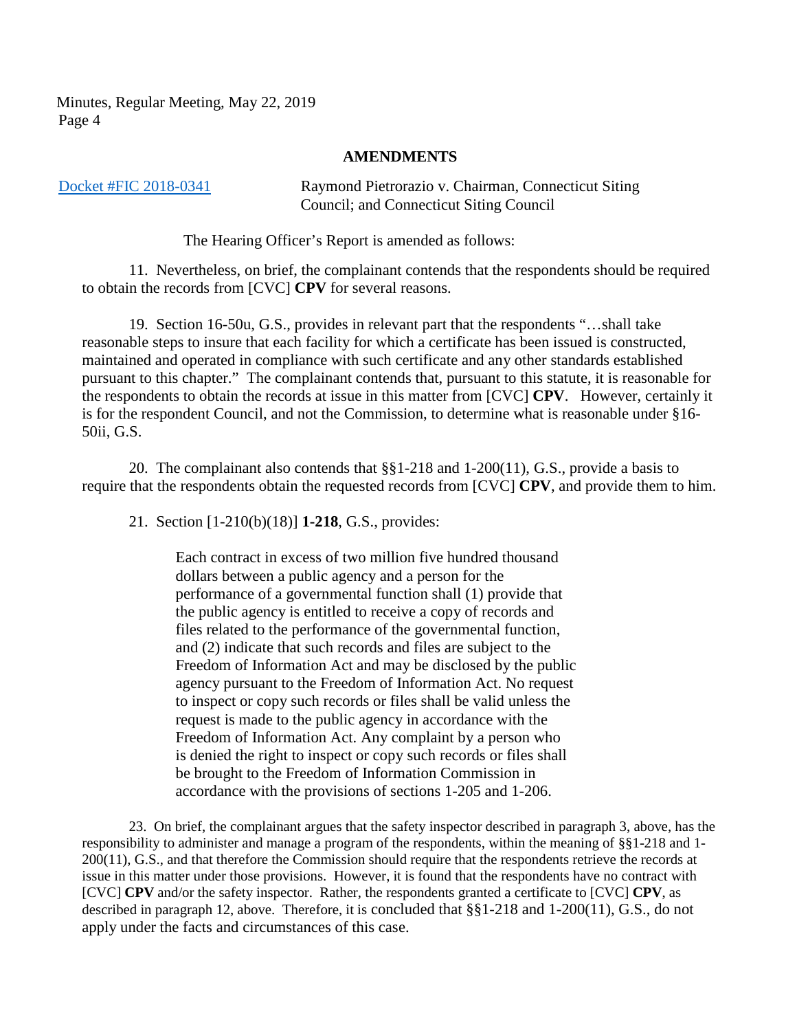Minutes, Regular Meeting, May 22, 2019

## AMENDMENTS

Docket #FIC 2018-0341 — Raymond Pietrorazio v. Chairman, Connecticut Siting Council; and Connecticut Siting Council

The Hearing Officer's Report is amended as follows:

11. Nevertheless, on brief, the complainant contends that the respondents should be required to obtain the records from [CVC] **CPV** for several reasons.

19. Section 16-50u, G.S., provides in relevant part that the respondents "…shall take reasonable steps to insure that each facility for which a certificate has been issued is constructed, maintained and operated in compliance with such certificate and any other standards established pursuant to this chapter." The complainant contends that, pursuant to this statute, it is reasonable for the respondents to obtain the records at issue in this matter from [CVC] **CPV**. However, certainly it is for the respondent Council, and not the Commission, to determine what is reasonable under §16-50ii, G.S.

20. The complainant also contends that §§1-218 and 1-200(11), G.S., provide a basis to require that the respondents obtain the requested records from [CVC] **CPV**, and provide them to him.

21. Section [1-210(b)(18)] **1-218**, G.S., provides:

> Each contract in excess of two million five hundred thousand dollars between a public agency and a person for the performance of a governmental function shall (1) provide that the public agency is entitled to receive a copy of records and files related to the performance of the governmental function, and (2) indicate that such records and files are subject to the Freedom of Information Act and may be disclosed by the public agency pursuant to the Freedom of Information Act. No request to inspect or copy such records or files shall be valid unless the request is made to the public agency in accordance with the Freedom of Information Act. Any complaint by a person who is denied the right to inspect or copy such records or files shall be brought to the Freedom of Information Commission in accordance with the provisions of sections 1-205 and 1-206.

23. On brief, the complainant argues that the safety inspector described in paragraph 3, above, has the responsibility to administer and manage a program of the respondents, within the meaning of §§1-218 and 1-200(11), G.S., and that therefore the Commission should require that the respondents retrieve the records at issue in this matter under those provisions. However, it is found that the respondents have no contract with [CVC] **CPV** and/or the safety inspector. Rather, the respondents granted a certificate to [CVC] **CPV**, as described in paragraph 12, above. Therefore, it is concluded that §§1-218 and 1-200(11), G.S., do not apply under the facts and circumstances of this case.